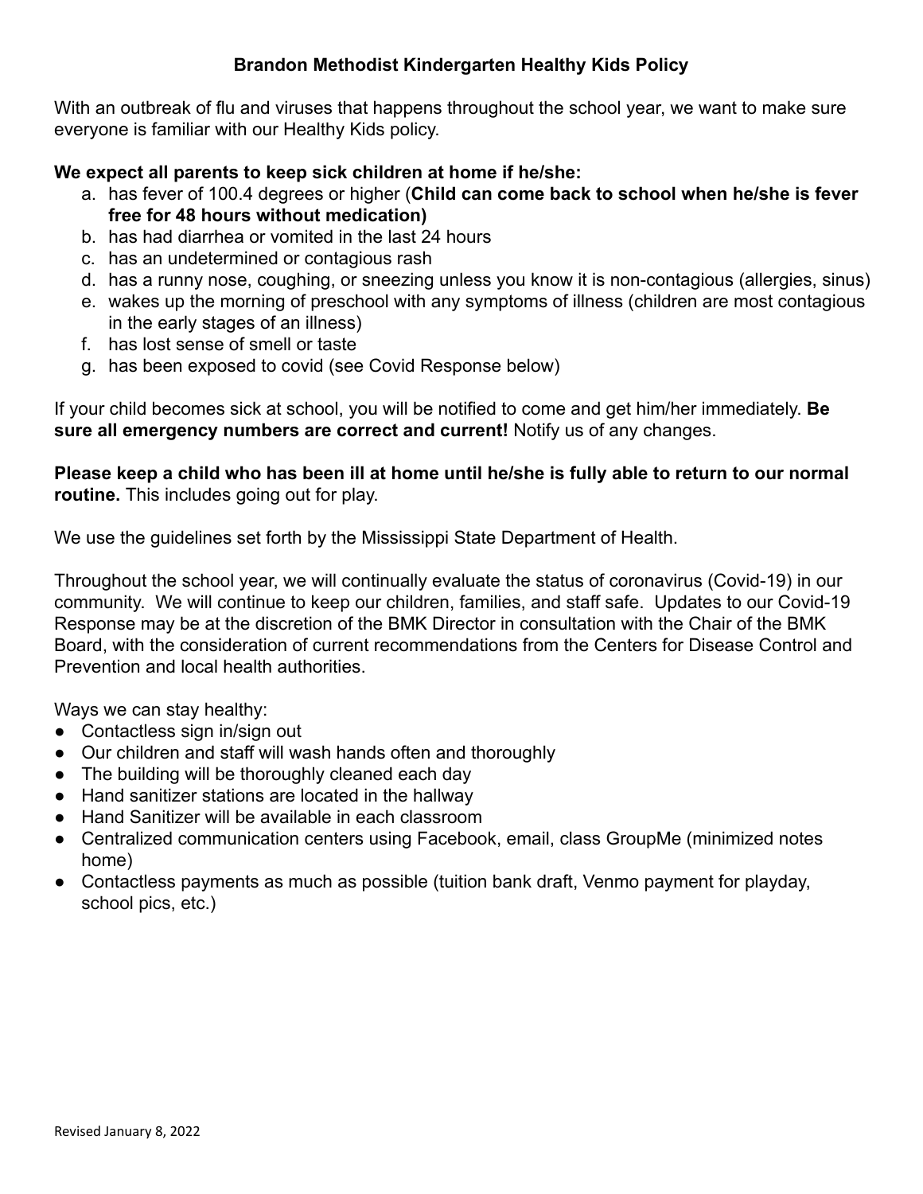**Brandon Methodist Kindergarten Healthy Kids Policy**

With an outbreak of flu and viruses that happens throughout the school year, we want to make sure everyone is familiar with our Healthy Kids policy.

**We expect all parents to keep sick children at home if he/she:**

a. has fever of 100.4 degrees or higher (**Child can come back to school when he/she is fever free for 48 hours without medication)**
b. has had diarrhea or vomited in the last 24 hours
c. has an undetermined or contagious rash
d. has a runny nose, coughing, or sneezing unless you know it is non-contagious (allergies, sinus)
e. wakes up the morning of preschool with any symptoms of illness (children are most contagious in the early stages of an illness)
f. has lost sense of smell or taste
g. has been exposed to covid (see Covid Response below)

If your child becomes sick at school, you will be notified to come and get him/her immediately. **Be sure all emergency numbers are correct and current!** Notify us of any changes.

**Please keep a child who has been ill at home until he/she is fully able to return to our normal routine.** This includes going out for play.

We use the guidelines set forth by the Mississippi State Department of Health.

Throughout the school year, we will continually evaluate the status of coronavirus (Covid-19) in our community. We will continue to keep our children, families, and staff safe. Updates to our Covid-19 Response may be at the discretion of the BMK Director in consultation with the Chair of the BMK Board, with the consideration of current recommendations from the Centers for Disease Control and Prevention and local health authorities.

Ways we can stay healthy:

- Contactless sign in/sign out
- Our children and staff will wash hands often and thoroughly
- The building will be thoroughly cleaned each day
- Hand sanitizer stations are located in the hallway
- Hand Sanitizer will be available in each classroom
- Centralized communication centers using Facebook, email, class GroupMe (minimized notes home)
- Contactless payments as much as possible (tuition bank draft, Venmo payment for playday, school pics, etc.)

Revised January 8, 2022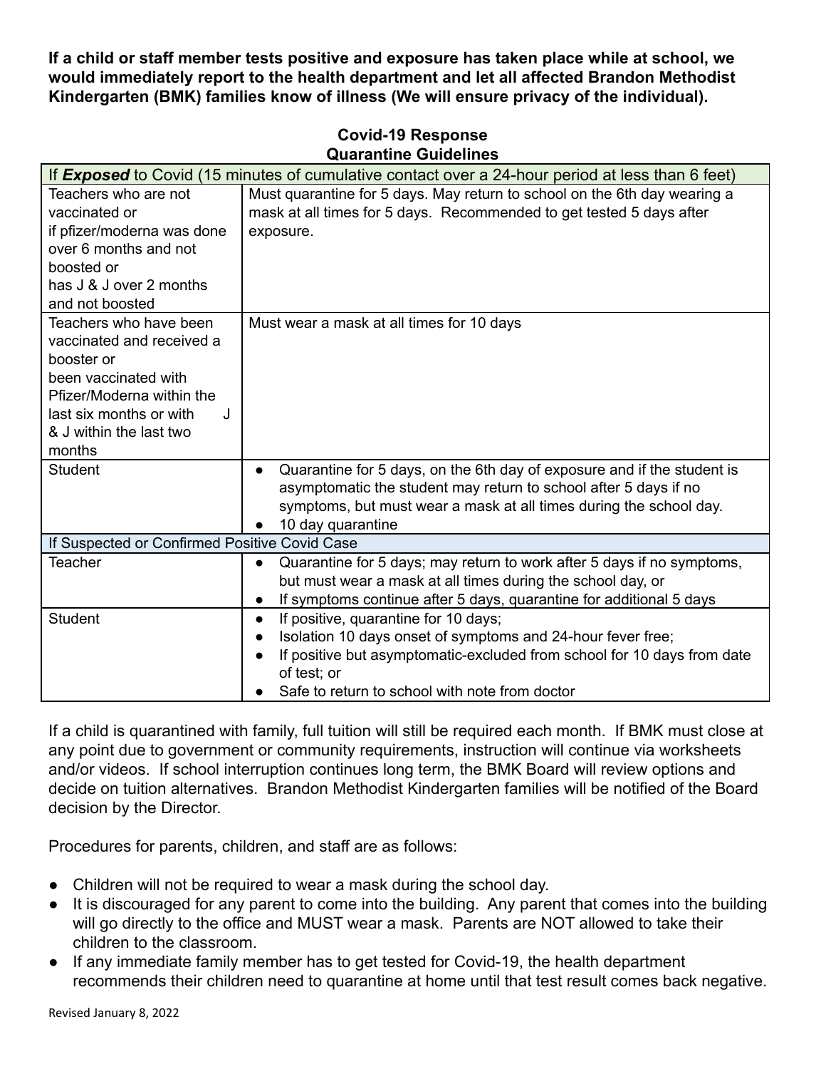**If a child or staff member tests positive and exposure has taken place while at school, we would immediately report to the health department and let all affected Brandon Methodist Kindergarten (BMK) families know of illness (We will ensure privacy of the individual).**

**Covid-19 Response**
**Quarantine Guidelines**

| | |
|---|---|
| If ***Exposed*** to Covid (15 minutes of cumulative contact over a 24-hour period at less than 6 feet) | |
| Teachers who are not vaccinated or if pfizer/moderna was done over 6 months and not boosted or has J & J over 2 months and not boosted | Must quarantine for 5 days. May return to school on the 6th day wearing a mask at all times for 5 days. Recommended to get tested 5 days after exposure. |
| Teachers who have been vaccinated and received a booster or been vaccinated with Pfizer/Moderna within the last six months or with J & J within the last two months | Must wear a mask at all times for 10 days |
| Student | • Quarantine for 5 days, on the 6th day of exposure and if the student is asymptomatic the student may return to school after 5 days if no symptoms, but must wear a mask at all times during the school day.<br>• 10 day quarantine |
| If Suspected or Confirmed Positive Covid Case | |
| Teacher | • Quarantine for 5 days; may return to work after 5 days if no symptoms, but must wear a mask at all times during the school day, or<br>• If symptoms continue after 5 days, quarantine for additional 5 days |
| Student | • If positive, quarantine for 10 days;<br>• Isolation 10 days onset of symptoms and 24-hour fever free;<br>• If positive but asymptomatic-excluded from school for 10 days from date of test; or<br>• Safe to return to school with note from doctor |

If a child is quarantined with family, full tuition will still be required each month. If BMK must close at any point due to government or community requirements, instruction will continue via worksheets and/or videos. If school interruption continues long term, the BMK Board will review options and decide on tuition alternatives. Brandon Methodist Kindergarten families will be notified of the Board decision by the Director.

Procedures for parents, children, and staff are as follows:

- Children will not be required to wear a mask during the school day.
- It is discouraged for any parent to come into the building. Any parent that comes into the building will go directly to the office and MUST wear a mask. Parents are NOT allowed to take their children to the classroom.
- If any immediate family member has to get tested for Covid-19, the health department recommends their children need to quarantine at home until that test result comes back negative.

Revised January 8, 2022